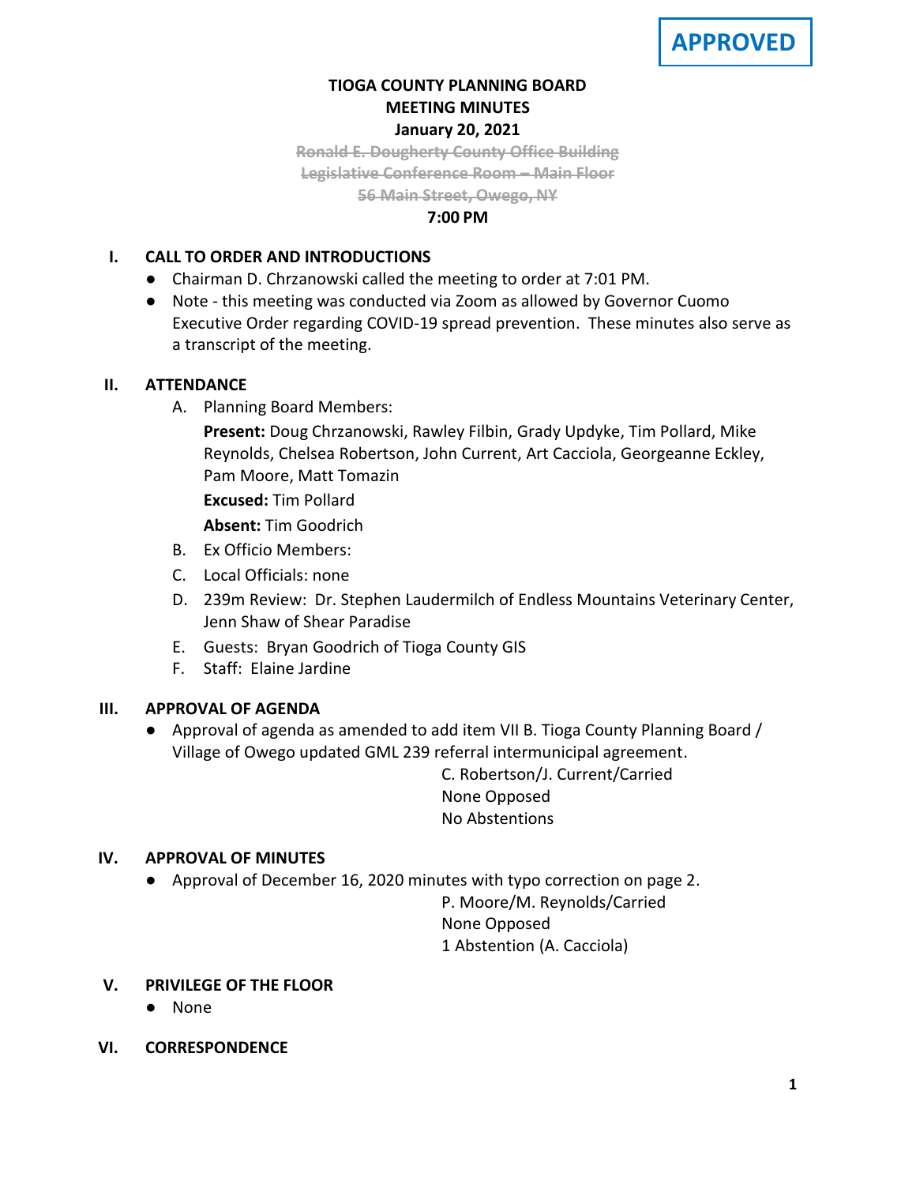**APPROVED**

# TIOGA COUNTY PLANNING BOARD
# MEETING MINUTES
## January 20, 2021

~~Ronald E. Dougherty County Office Building~~
~~Legislative Conference Room – Main Floor~~
~~56 Main Street, Owego, NY~~

**7:00 PM**

## I. CALL TO ORDER AND INTRODUCTIONS

- Chairman D. Chrzanowski called the meeting to order at 7:01 PM.
- Note - this meeting was conducted via Zoom as allowed by Governor Cuomo Executive Order regarding COVID-19 spread prevention. These minutes also serve as a transcript of the meeting.

## II. ATTENDANCE

A. Planning Board Members:

**Present:** Doug Chrzanowski, Rawley Filbin, Grady Updyke, Tim Pollard, Mike Reynolds, Chelsea Robertson, John Current, Art Cacciola, Georgeanne Eckley, Pam Moore, Matt Tomazin

**Excused:** Tim Pollard

**Absent:** Tim Goodrich

B. Ex Officio Members:

C. Local Officials: none

D. 239m Review: Dr. Stephen Laudermilch of Endless Mountains Veterinary Center, Jenn Shaw of Shear Paradise

E. Guests: Bryan Goodrich of Tioga County GIS

F. Staff: Elaine Jardine

## III. APPROVAL OF AGENDA

- Approval of agenda as amended to add item VII B. Tioga County Planning Board / Village of Owego updated GML 239 referral intermunicipal agreement.

C. Robertson/J. Current/Carried
None Opposed
No Abstentions

## IV. APPROVAL OF MINUTES

- Approval of December 16, 2020 minutes with typo correction on page 2.

P. Moore/M. Reynolds/Carried
None Opposed
1 Abstention (A. Cacciola)

## V. PRIVILEGE OF THE FLOOR

- None

## VI. CORRESPONDENCE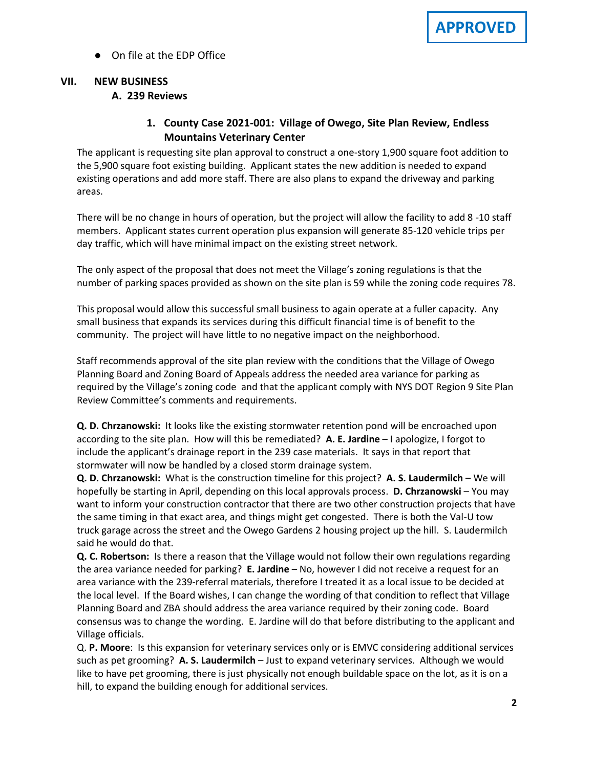**APPROVED**

- On file at the EDP Office

## VII. NEW BUSINESS

### A. 239 Reviews

#### 1. County Case 2021-001: Village of Owego, Site Plan Review, Endless Mountains Veterinary Center

The applicant is requesting site plan approval to construct a one-story 1,900 square foot addition to the 5,900 square foot existing building. Applicant states the new addition is needed to expand existing operations and add more staff. There are also plans to expand the driveway and parking areas.

There will be no change in hours of operation, but the project will allow the facility to add 8 -10 staff members. Applicant states current operation plus expansion will generate 85-120 vehicle trips per day traffic, which will have minimal impact on the existing street network.

The only aspect of the proposal that does not meet the Village's zoning regulations is that the number of parking spaces provided as shown on the site plan is 59 while the zoning code requires 78.

This proposal would allow this successful small business to again operate at a fuller capacity. Any small business that expands its services during this difficult financial time is of benefit to the community. The project will have little to no negative impact on the neighborhood.

Staff recommends approval of the site plan review with the conditions that the Village of Owego Planning Board and Zoning Board of Appeals address the needed area variance for parking as required by the Village's zoning code and that the applicant comply with NYS DOT Region 9 Site Plan Review Committee's comments and requirements.

**Q. D. Chrzanowski:** It looks like the existing stormwater retention pond will be encroached upon according to the site plan. How will this be remediated? **A. E. Jardine** – I apologize, I forgot to include the applicant's drainage report in the 239 case materials. It says in that report that stormwater will now be handled by a closed storm drainage system.

**Q. D. Chrzanowski:** What is the construction timeline for this project? **A. S. Laudermilch** – We will hopefully be starting in April, depending on this local approvals process. **D. Chrzanowski** – You may want to inform your construction contractor that there are two other construction projects that have the same timing in that exact area, and things might get congested. There is both the Val-U tow truck garage across the street and the Owego Gardens 2 housing project up the hill. S. Laudermilch said he would do that.

**Q. C. Robertson:** Is there a reason that the Village would not follow their own regulations regarding the area variance needed for parking? **E. Jardine** – No, however I did not receive a request for an area variance with the 239-referral materials, therefore I treated it as a local issue to be decided at the local level. If the Board wishes, I can change the wording of that condition to reflect that Village Planning Board and ZBA should address the area variance required by their zoning code. Board consensus was to change the wording. E. Jardine will do that before distributing to the applicant and Village officials.

Q. **P. Moore**: Is this expansion for veterinary services only or is EMVC considering additional services such as pet grooming? **A. S. Laudermilch** – Just to expand veterinary services. Although we would like to have pet grooming, there is just physically not enough buildable space on the lot, as it is on a hill, to expand the building enough for additional services.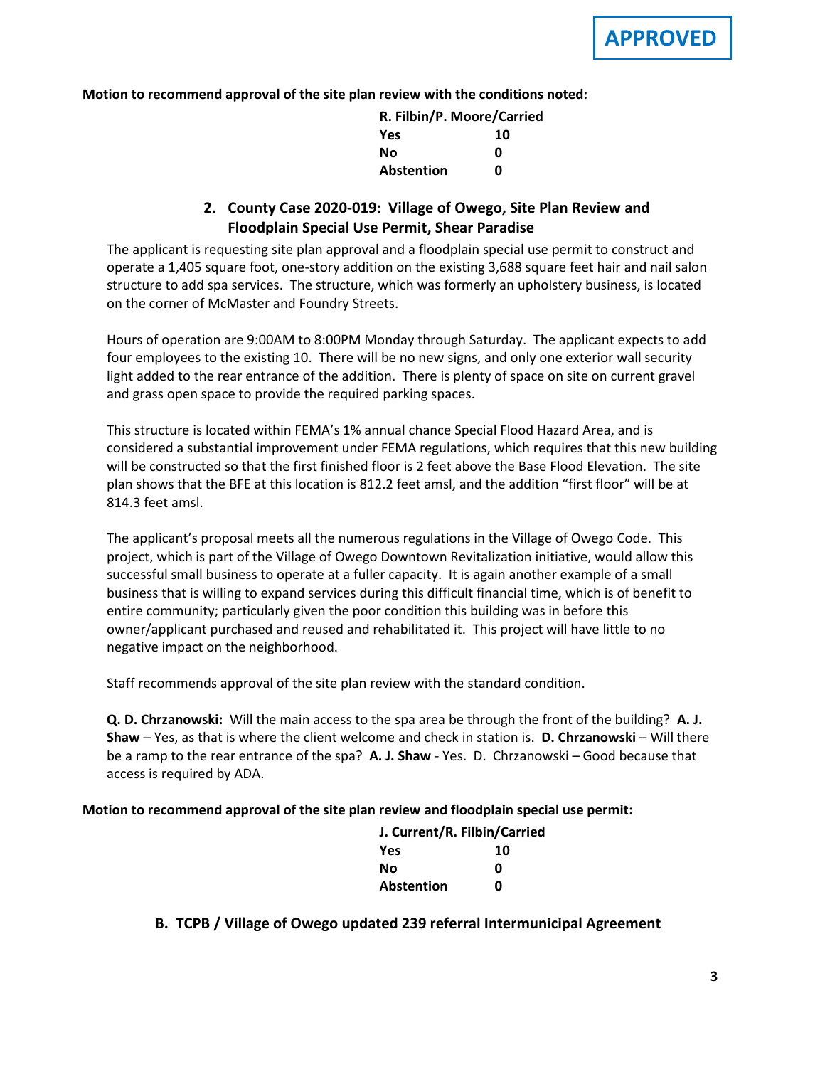**APPROVED**

**Motion to recommend approval of the site plan review with the conditions noted:**

**R. Filbin/P. Moore/Carried**

| | |
|---|---|
| **Yes** | **10** |
| **No** | **0** |
| **Abstention** | **0** |

### 2. County Case 2020-019: Village of Owego, Site Plan Review and Floodplain Special Use Permit, Shear Paradise

The applicant is requesting site plan approval and a floodplain special use permit to construct and operate a 1,405 square foot, one-story addition on the existing 3,688 square feet hair and nail salon structure to add spa services. The structure, which was formerly an upholstery business, is located on the corner of McMaster and Foundry Streets.

Hours of operation are 9:00AM to 8:00PM Monday through Saturday. The applicant expects to add four employees to the existing 10. There will be no new signs, and only one exterior wall security light added to the rear entrance of the addition. There is plenty of space on site on current gravel and grass open space to provide the required parking spaces.

This structure is located within FEMA's 1% annual chance Special Flood Hazard Area, and is considered a substantial improvement under FEMA regulations, which requires that this new building will be constructed so that the first finished floor is 2 feet above the Base Flood Elevation. The site plan shows that the BFE at this location is 812.2 feet amsl, and the addition "first floor" will be at 814.3 feet amsl.

The applicant's proposal meets all the numerous regulations in the Village of Owego Code. This project, which is part of the Village of Owego Downtown Revitalization initiative, would allow this successful small business to operate at a fuller capacity. It is again another example of a small business that is willing to expand services during this difficult financial time, which is of benefit to entire community; particularly given the poor condition this building was in before this owner/applicant purchased and reused and rehabilitated it. This project will have little to no negative impact on the neighborhood.

Staff recommends approval of the site plan review with the standard condition.

**Q. D. Chrzanowski:** Will the main access to the spa area be through the front of the building? **A. J. Shaw** – Yes, as that is where the client welcome and check in station is. **D. Chrzanowski** – Will there be a ramp to the rear entrance of the spa? **A. J. Shaw** - Yes. D. Chrzanowski – Good because that access is required by ADA.

**Motion to recommend approval of the site plan review and floodplain special use permit:**

**J. Current/R. Filbin/Carried**

| | |
|---|---|
| **Yes** | **10** |
| **No** | **0** |
| **Abstention** | **0** |

### B. TCPB / Village of Owego updated 239 referral Intermunicipal Agreement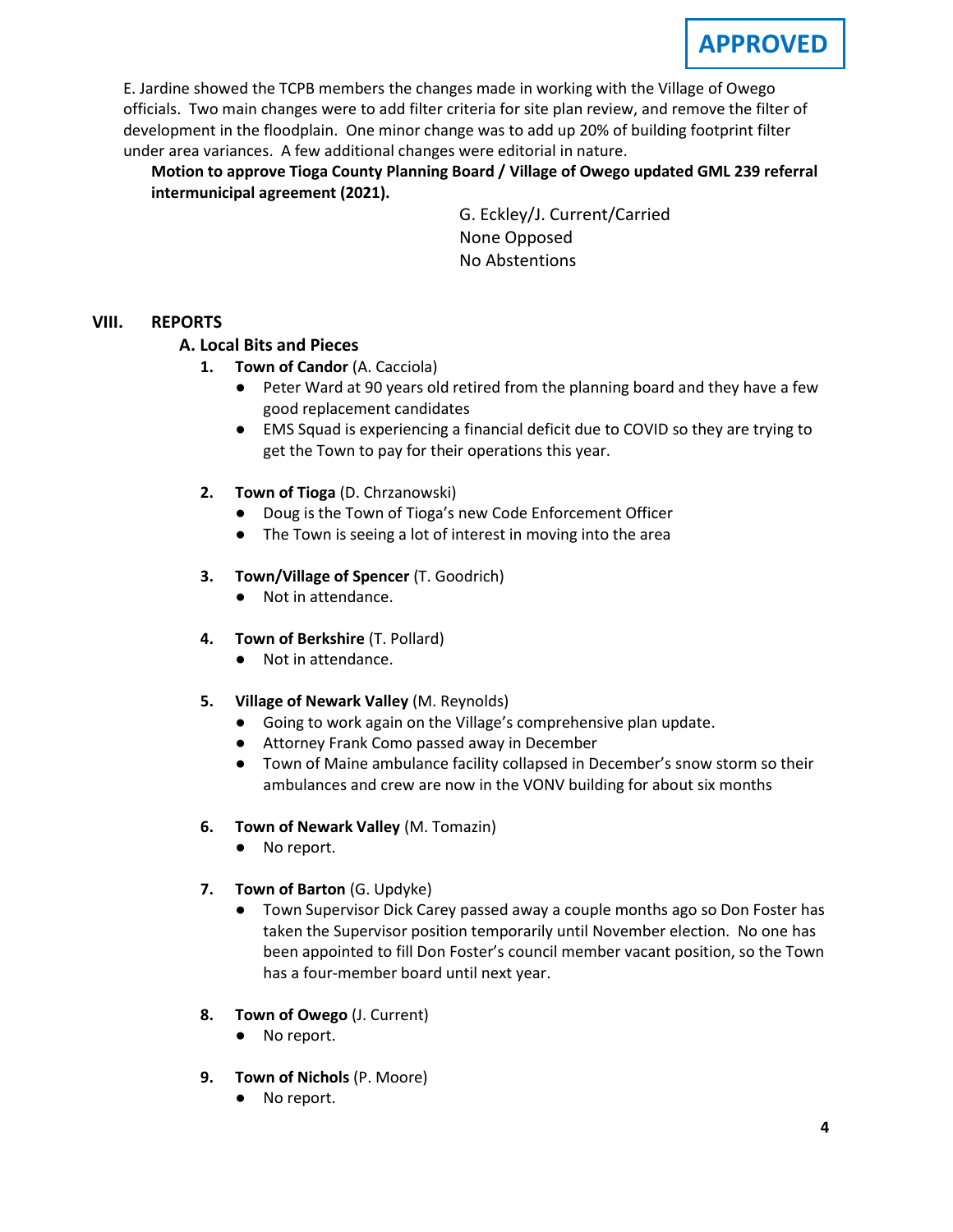**APPROVED**

E. Jardine showed the TCPB members the changes made in working with the Village of Owego officials. Two main changes were to add filter criteria for site plan review, and remove the filter of development in the floodplain. One minor change was to add up 20% of building footprint filter under area variances. A few additional changes were editorial in nature.

**Motion to approve Tioga County Planning Board / Village of Owego updated GML 239 referral intermunicipal agreement (2021).**

G. Eckley/J. Current/Carried
None Opposed
No Abstentions

## VIII. REPORTS

### A. Local Bits and Pieces

1. **Town of Candor** (A. Cacciola)
   - Peter Ward at 90 years old retired from the planning board and they have a few good replacement candidates
   - EMS Squad is experiencing a financial deficit due to COVID so they are trying to get the Town to pay for their operations this year.

2. **Town of Tioga** (D. Chrzanowski)
   - Doug is the Town of Tioga's new Code Enforcement Officer
   - The Town is seeing a lot of interest in moving into the area

3. **Town/Village of Spencer** (T. Goodrich)
   - Not in attendance.

4. **Town of Berkshire** (T. Pollard)
   - Not in attendance.

5. **Village of Newark Valley** (M. Reynolds)
   - Going to work again on the Village's comprehensive plan update.
   - Attorney Frank Como passed away in December
   - Town of Maine ambulance facility collapsed in December's snow storm so their ambulances and crew are now in the VONV building for about six months

6. **Town of Newark Valley** (M. Tomazin)
   - No report.

7. **Town of Barton** (G. Updyke)
   - Town Supervisor Dick Carey passed away a couple months ago so Don Foster has taken the Supervisor position temporarily until November election. No one has been appointed to fill Don Foster's council member vacant position, so the Town has a four-member board until next year.

8. **Town of Owego** (J. Current)
   - No report.

9. **Town of Nichols** (P. Moore)
   - No report.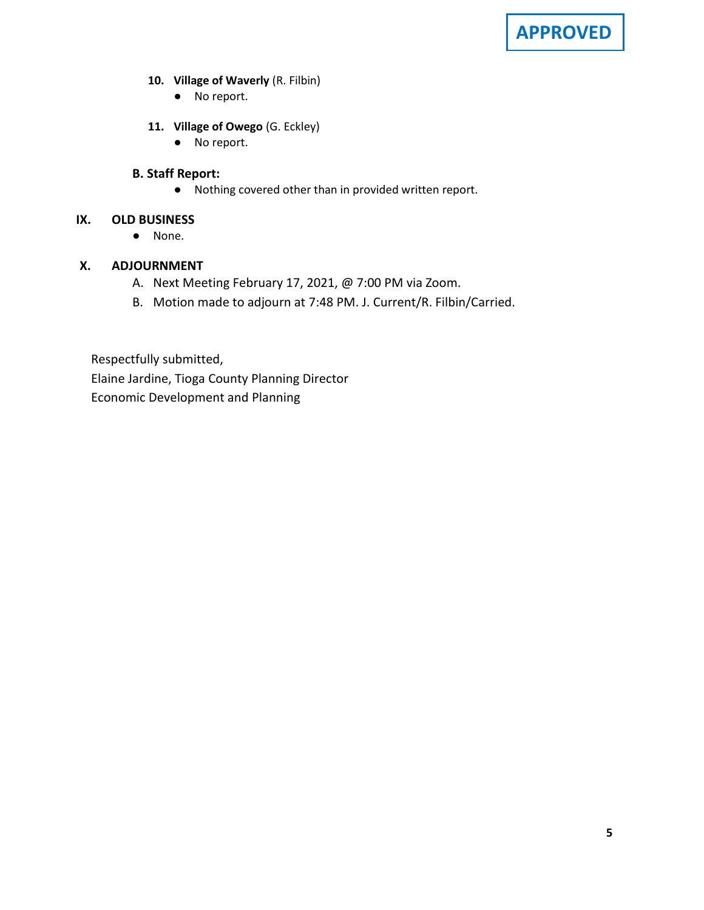**APPROVED**

10. **Village of Waverly** (R. Filbin)
    - No report.

11. **Village of Owego** (G. Eckley)
    - No report.

**B. Staff Report:**

- Nothing covered other than in provided written report.

## IX. OLD BUSINESS

- None.

## X. ADJOURNMENT

A. Next Meeting February 17, 2021, @ 7:00 PM via Zoom.

B. Motion made to adjourn at 7:48 PM. J. Current/R. Filbin/Carried.

Respectfully submitted,
Elaine Jardine, Tioga County Planning Director
Economic Development and Planning